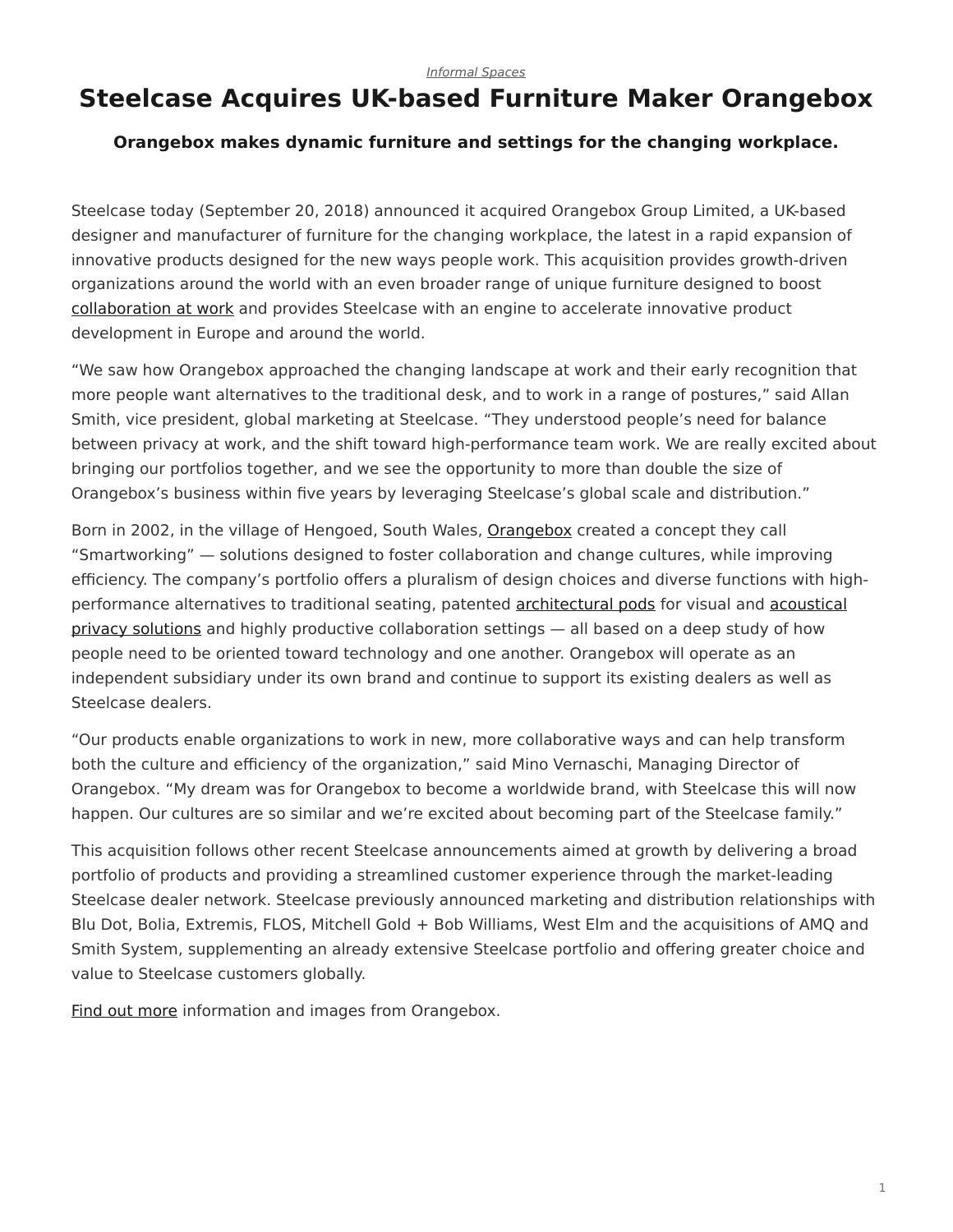*Informal Spaces*

# Steelcase Acquires UK-based Furniture Maker Orangebox

### Orangebox makes dynamic furniture and settings for the changing workplace.

Steelcase today (September 20, 2018) announced it acquired Orangebox Group Limited, a UK-based designer and manufacturer of furniture for the changing workplace, the latest in a rapid expansion of innovative products designed for the new ways people work. This acquisition provides growth-driven organizations around the world with an even broader range of unique furniture designed to boost collaboration at work and provides Steelcase with an engine to accelerate innovative product development in Europe and around the world.

“We saw how Orangebox approached the changing landscape at work and their early recognition that more people want alternatives to the traditional desk, and to work in a range of postures,” said Allan Smith, vice president, global marketing at Steelcase. “They understood people’s need for balance between privacy at work, and the shift toward high-performance team work. We are really excited about bringing our portfolios together, and we see the opportunity to more than double the size of Orangebox’s business within five years by leveraging Steelcase’s global scale and distribution.”

Born in 2002, in the village of Hengoed, South Wales, Orangebox created a concept they call “Smartworking” — solutions designed to foster collaboration and change cultures, while improving efficiency. The company’s portfolio offers a pluralism of design choices and diverse functions with high-performance alternatives to traditional seating, patented architectural pods for visual and acoustical privacy solutions and highly productive collaboration settings — all based on a deep study of how people need to be oriented toward technology and one another. Orangebox will operate as an independent subsidiary under its own brand and continue to support its existing dealers as well as Steelcase dealers.

“Our products enable organizations to work in new, more collaborative ways and can help transform both the culture and efficiency of the organization,” said Mino Vernaschi, Managing Director of Orangebox. “My dream was for Orangebox to become a worldwide brand, with Steelcase this will now happen. Our cultures are so similar and we’re excited about becoming part of the Steelcase family.”

This acquisition follows other recent Steelcase announcements aimed at growth by delivering a broad portfolio of products and providing a streamlined customer experience through the market-leading Steelcase dealer network. Steelcase previously announced marketing and distribution relationships with Blu Dot, Bolia, Extremis, FLOS, Mitchell Gold + Bob Williams, West Elm and the acquisitions of AMQ and Smith System, supplementing an already extensive Steelcase portfolio and offering greater choice and value to Steelcase customers globally.

Find out more information and images from Orangebox.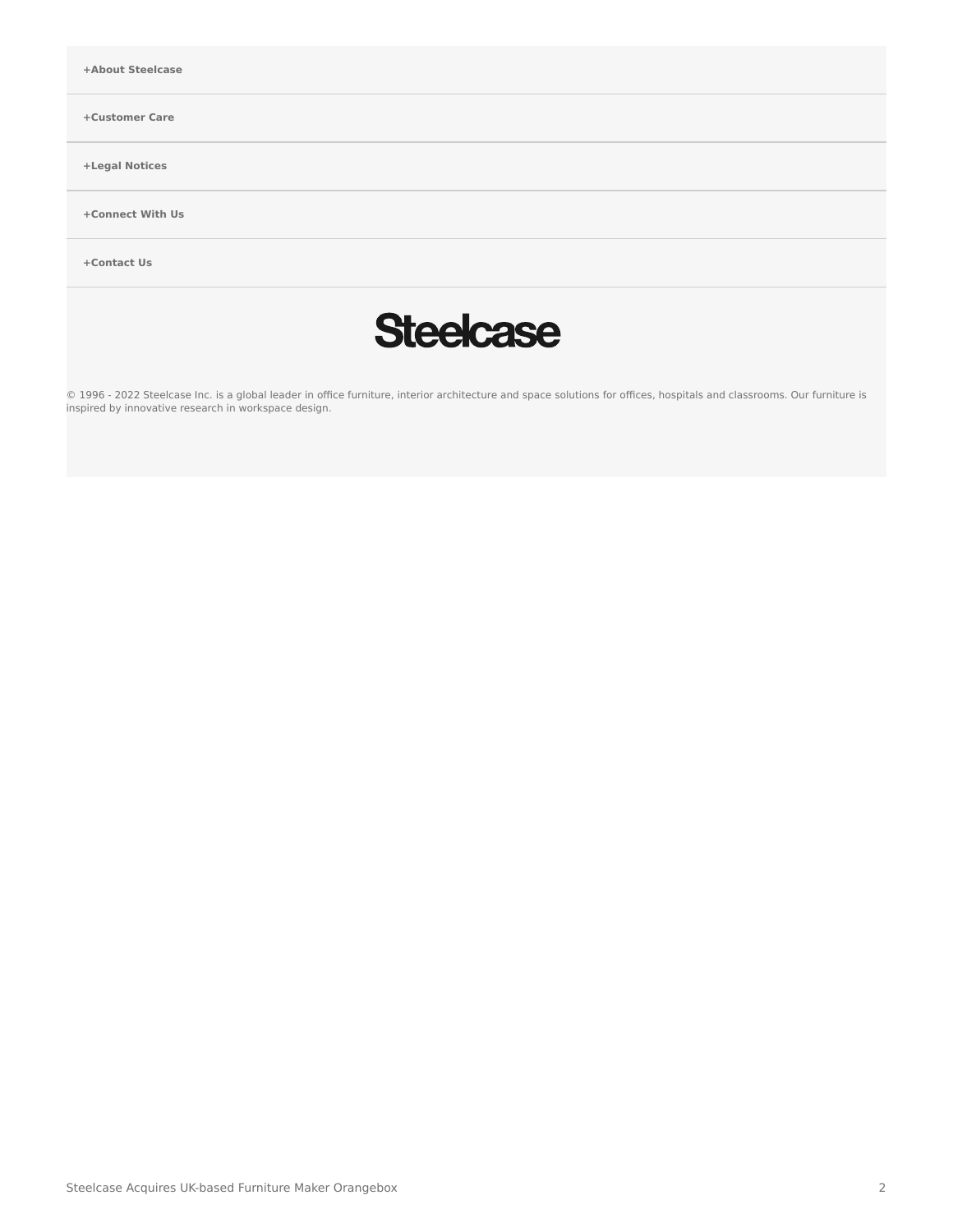**+About Steelcase**

**+Customer Care**

**+Legal Notices**

**+Connect With Us**

**+Contact Us**

Steelcase

© 1996 - 2022 Steelcase Inc. is a global leader in office furniture, interior architecture and space solutions for offices, hospitals and classrooms. Our furniture is inspired by innovative research in workspace design.